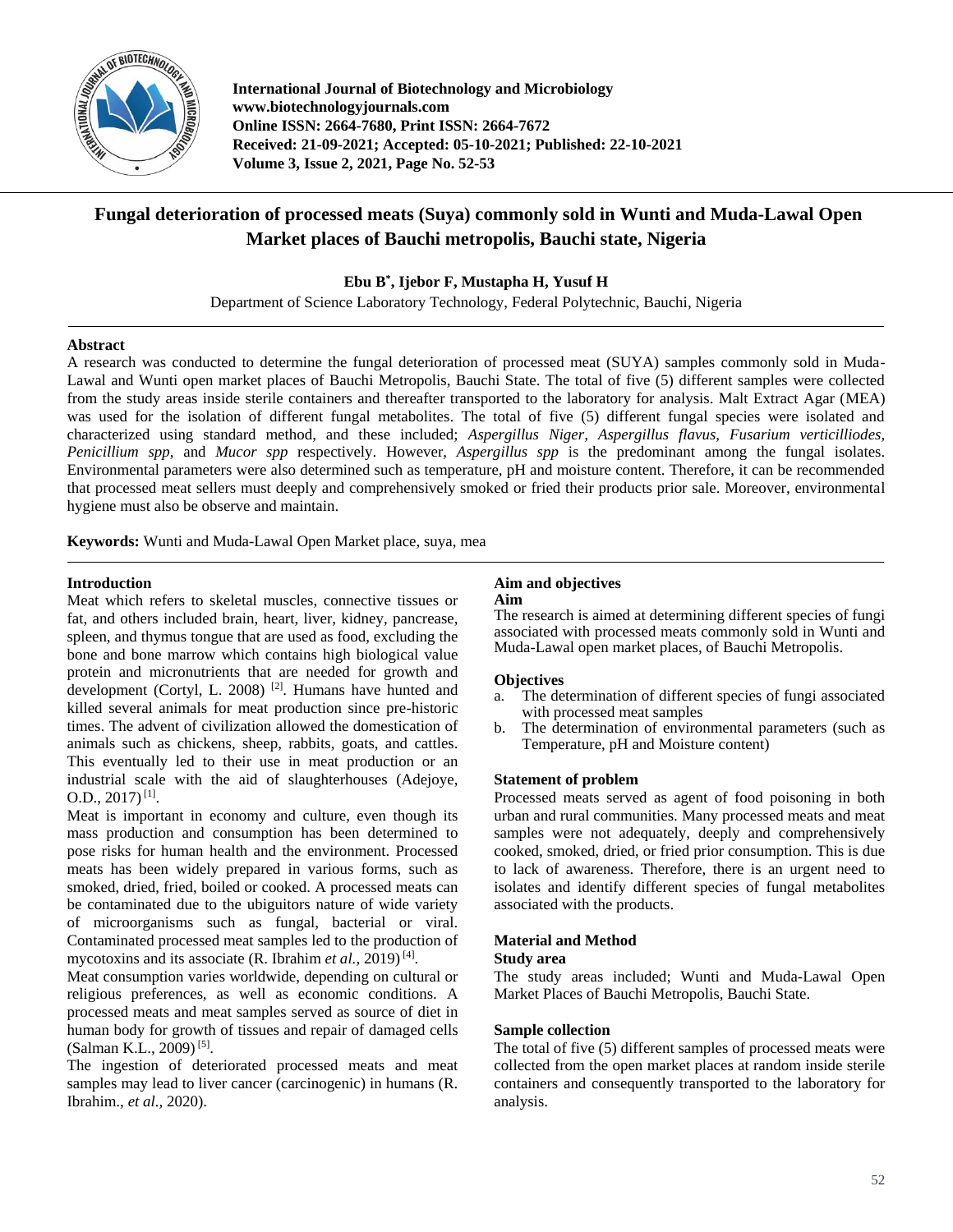# Fungal deterioration of processed meats (Suya) commonly sold in Wunti and Muda-Lawal Open Market places of Bauchi metropolis, Bauchi state, Nigeria

**Ebu B*, Ijebor F, Mustapha H, Yusuf H**

Department of Science Laboratory Technology, Federal Polytechnic, Bauchi, Nigeria

## Abstract

A research was conducted to determine the fungal deterioration of processed meat (SUYA) samples commonly sold in Muda-Lawal and Wunti open market places of Bauchi Metropolis, Bauchi State. The total of five (5) different samples were collected from the study areas inside sterile containers and thereafter transported to the laboratory for analysis. Malt Extract Agar (MEA) was used for the isolation of different fungal metabolites. The total of five (5) different fungal species were isolated and characterized using standard method, and these included; *Aspergillus Niger*, *Aspergillus flavus*, *Fusarium verticilliodes*, *Penicillium spp*, and *Mucor spp* respectively. However, *Aspergillus spp* is the predominant among the fungal isolates. Environmental parameters were also determined such as temperature, pH and moisture content. Therefore, it can be recommended that processed meat sellers must deeply and comprehensively smoked or fried their products prior sale. Moreover, environmental hygiene must also be observe and maintain.

**Keywords:** Wunti and Muda-Lawal Open Market place, suya, mea

## Introduction

Meat which refers to skeletal muscles, connective tissues or fat, and others included brain, heart, liver, kidney, pancrease, spleen, and thymus tongue that are used as food, excluding the bone and bone marrow which contains high biological value protein and micronutrients that are needed for growth and development (Cortyl, L. 2008) [2]. Humans have hunted and killed several animals for meat production since pre-historic times. The advent of civilization allowed the domestication of animals such as chickens, sheep, rabbits, goats, and cattles. This eventually led to their use in meat production or an industrial scale with the aid of slaughterhouses (Adejoye, O.D., 2017) [1].

Meat is important in economy and culture, even though its mass production and consumption has been determined to pose risks for human health and the environment. Processed meats has been widely prepared in various forms, such as smoked, dried, fried, boiled or cooked. A processed meats can be contaminated due to the ubiguitors nature of wide variety of microorganisms such as fungal, bacterial or viral. Contaminated processed meat samples led to the production of mycotoxins and its associate (R. Ibrahim *et al.*, 2019) [4].

Meat consumption varies worldwide, depending on cultural or religious preferences, as well as economic conditions. A processed meats and meat samples served as source of diet in human body for growth of tissues and repair of damaged cells (Salman K.L., 2009) [5].

The ingestion of deteriorated processed meats and meat samples may lead to liver cancer (carcinogenic) in humans (R. Ibrahim., *et al.*, 2020).

## Aim and objectives

### Aim

The research is aimed at determining different species of fungi associated with processed meats commonly sold in Wunti and Muda-Lawal open market places, of Bauchi Metropolis.

### Objectives

a. The determination of different species of fungi associated with processed meat samples
b. The determination of environmental parameters (such as Temperature, pH and Moisture content)

### Statement of problem

Processed meats served as agent of food poisoning in both urban and rural communities. Many processed meats and meat samples were not adequately, deeply and comprehensively cooked, smoked, dried, or fried prior consumption. This is due to lack of awareness. Therefore, there is an urgent need to isolates and identify different species of fungal metabolites associated with the products.

## Material and Method

### Study area

The study areas included; Wunti and Muda-Lawal Open Market Places of Bauchi Metropolis, Bauchi State.

### Sample collection

The total of five (5) different samples of processed meats were collected from the open market places at random inside sterile containers and consequently transported to the laboratory for analysis.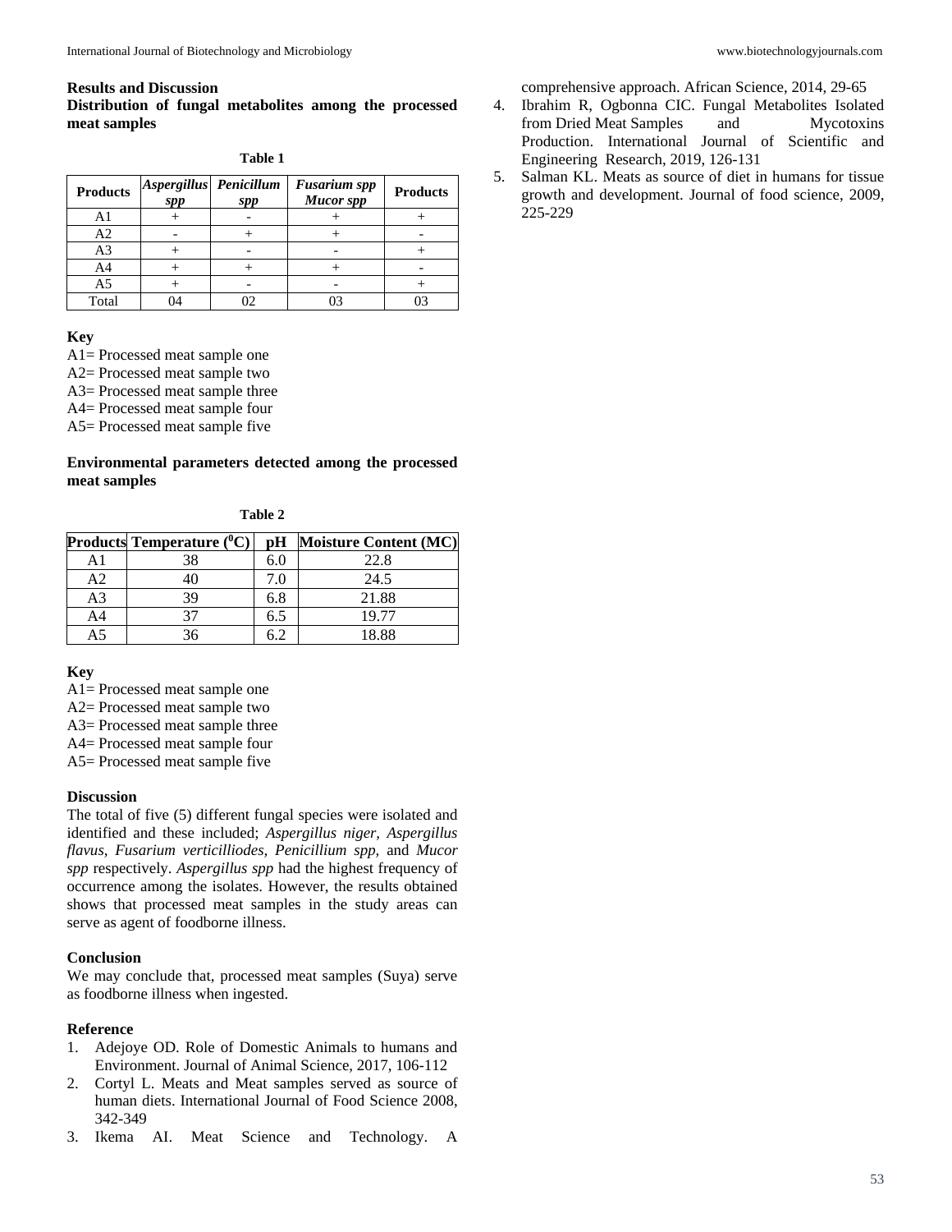## Results and Discussion

### Distribution of fungal metabolites among the processed meat samples

**Table 1**

| Products | *Aspergillus spp* | *Penicillum spp* | *Fusarium spp Mucor spp* | Products |
|---|---|---|---|---|
| A1 | + | - | + | + |
| A2 | - | + | + | - |
| A3 | + | - | - | + |
| A4 | + | + | + | - |
| A5 | + | - | - | + |
| Total | 04 | 02 | 03 | 03 |

**Key**

A1= Processed meat sample one
A2= Processed meat sample two
A3= Processed meat sample three
A4= Processed meat sample four
A5= Processed meat sample five

### Environmental parameters detected among the processed meat samples

**Table 2**

| Products | Temperature ($^0$C) | pH | Moisture Content (MC) |
|---|---|---|---|
| A1 | 38 | 6.0 | 22.8 |
| A2 | 40 | 7.0 | 24.5 |
| A3 | 39 | 6.8 | 21.88 |
| A4 | 37 | 6.5 | 19.77 |
| A5 | 36 | 6.2 | 18.88 |

**Key**

A1= Processed meat sample one
A2= Processed meat sample two
A3= Processed meat sample three
A4= Processed meat sample four
A5= Processed meat sample five

### Discussion

The total of five (5) different fungal species were isolated and identified and these included; *Aspergillus niger, Aspergillus flavus, Fusarium verticilliodes, Penicillium spp,* and *Mucor spp* respectively. *Aspergillus spp* had the highest frequency of occurrence among the isolates. However, the results obtained shows that processed meat samples in the study areas can serve as agent of foodborne illness.

### Conclusion

We may conclude that, processed meat samples (Suya) serve as foodborne illness when ingested.

### Reference

1. Adejoye OD. Role of Domestic Animals to humans and Environment. Journal of Animal Science, 2017, 106-112
2. Cortyl L. Meats and Meat samples served as source of human diets. International Journal of Food Science 2008, 342-349
3. Ikema AI. Meat Science and Technology. A comprehensive approach. African Science, 2014, 29-65
4. Ibrahim R, Ogbonna CIC. Fungal Metabolites Isolated from Dried Meat Samples and Mycotoxins Production. International Journal of Scientific and Engineering Research, 2019, 126-131
5. Salman KL. Meats as source of diet in humans for tissue growth and development. Journal of food science, 2009, 225-229